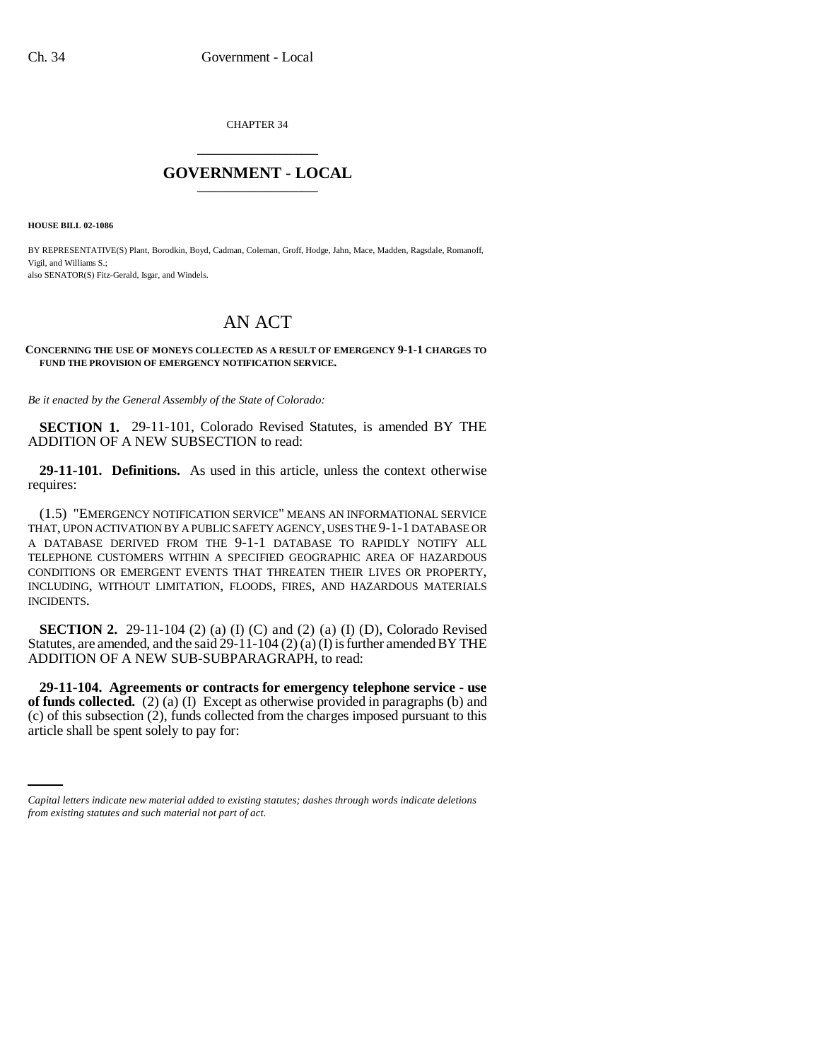CHAPTER 34

## GOVERNMENT - LOCAL

**HOUSE BILL 02-1086**

BY REPRESENTATIVE(S) Plant, Borodkin, Boyd, Cadman, Coleman, Groff, Hodge, Jahn, Mace, Madden, Ragsdale, Romanoff, Vigil, and Williams S.;
also SENATOR(S) Fitz-Gerald, Isgar, and Windels.

# AN ACT

**CONCERNING THE USE OF MONEYS COLLECTED AS A RESULT OF EMERGENCY 9-1-1 CHARGES TO FUND THE PROVISION OF EMERGENCY NOTIFICATION SERVICE.**

*Be it enacted by the General Assembly of the State of Colorado:*

**SECTION 1.** 29-11-101, Colorado Revised Statutes, is amended BY THE ADDITION OF A NEW SUBSECTION to read:

**29-11-101. Definitions.** As used in this article, unless the context otherwise requires:

(1.5) "EMERGENCY NOTIFICATION SERVICE" MEANS AN INFORMATIONAL SERVICE THAT, UPON ACTIVATION BY A PUBLIC SAFETY AGENCY, USES THE 9-1-1 DATABASE OR A DATABASE DERIVED FROM THE 9-1-1 DATABASE TO RAPIDLY NOTIFY ALL TELEPHONE CUSTOMERS WITHIN A SPECIFIED GEOGRAPHIC AREA OF HAZARDOUS CONDITIONS OR EMERGENT EVENTS THAT THREATEN THEIR LIVES OR PROPERTY, INCLUDING, WITHOUT LIMITATION, FLOODS, FIRES, AND HAZARDOUS MATERIALS INCIDENTS.

**SECTION 2.** 29-11-104 (2) (a) (I) (C) and (2) (a) (I) (D), Colorado Revised Statutes, are amended, and the said 29-11-104 (2) (a) (I) is further amended BY THE ADDITION OF A NEW SUB-SUBPARAGRAPH, to read:

**29-11-104. Agreements or contracts for emergency telephone service - use of funds collected.** (2) (a) (I) Except as otherwise provided in paragraphs (b) and (c) of this subsection (2), funds collected from the charges imposed pursuant to this article shall be spent solely to pay for:

*Capital letters indicate new material added to existing statutes; dashes through words indicate deletions from existing statutes and such material not part of act.*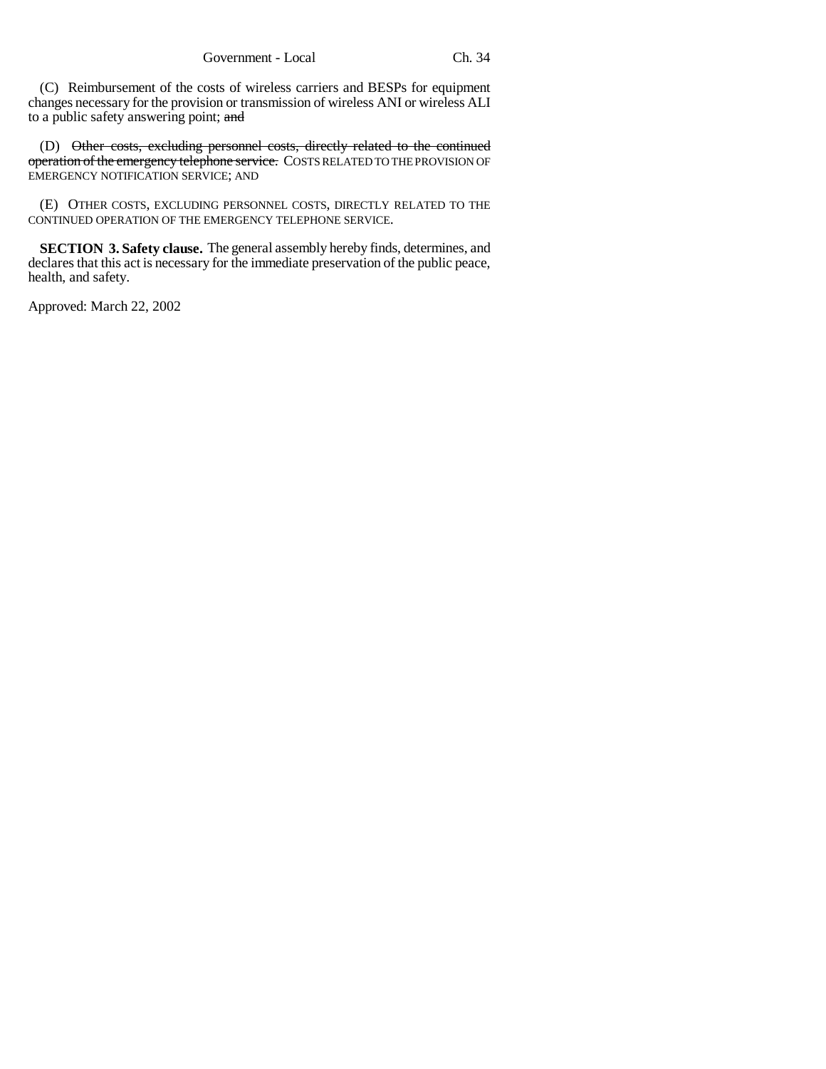(C) Reimbursement of the costs of wireless carriers and BESPs for equipment changes necessary for the provision or transmission of wireless ANI or wireless ALI to a public safety answering point; ~~and~~

(D) ~~Other costs, excluding personnel costs, directly related to the continued operation of the emergency telephone service.~~ COSTS RELATED TO THE PROVISION OF EMERGENCY NOTIFICATION SERVICE; AND

(E) OTHER COSTS, EXCLUDING PERSONNEL COSTS, DIRECTLY RELATED TO THE CONTINUED OPERATION OF THE EMERGENCY TELEPHONE SERVICE.

**SECTION 3. Safety clause.** The general assembly hereby finds, determines, and declares that this act is necessary for the immediate preservation of the public peace, health, and safety.

Approved: March 22, 2002